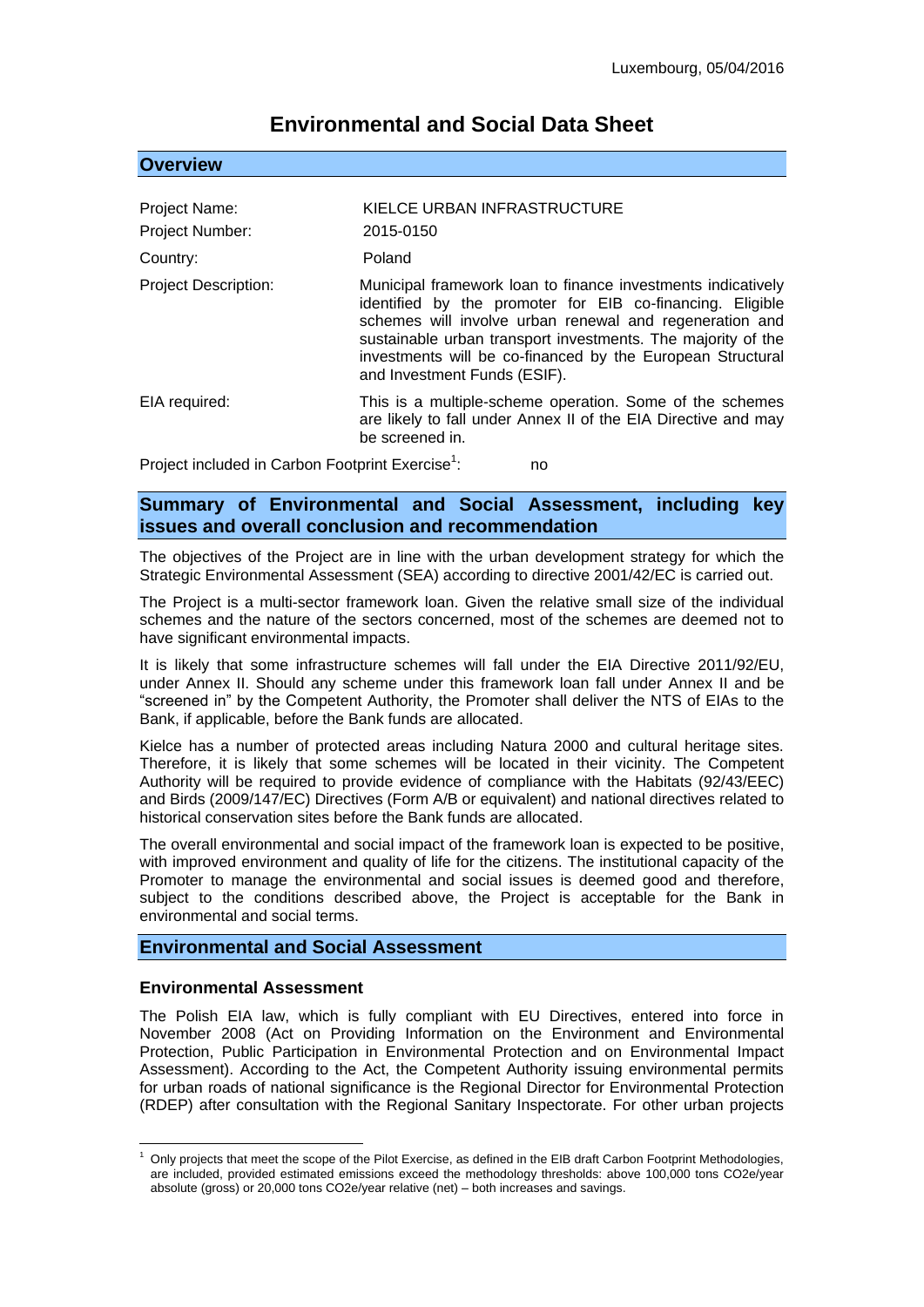Luxembourg, 05/04/2016

# Environmental and Social Data Sheet

## Overview

| | |
|---|---|
| Project Name: | KIELCE URBAN INFRASTRUCTURE |
| Project Number: | 2015-0150 |
| Country: | Poland |
| Project Description: | Municipal framework loan to finance investments indicatively identified by the promoter for EIB co-financing. Eligible schemes will involve urban renewal and regeneration and sustainable urban transport investments. The majority of the investments will be co-financed by the European Structural and Investment Funds (ESIF). |
| EIA required: | This is a multiple-scheme operation. Some of the schemes are likely to fall under Annex II of the EIA Directive and may be screened in. |

Project included in Carbon Footprint Exercise[1]: no

## Summary of Environmental and Social Assessment, including key issues and overall conclusion and recommendation

The objectives of the Project are in line with the urban development strategy for which the Strategic Environmental Assessment (SEA) according to directive 2001/42/EC is carried out.

The Project is a multi-sector framework loan. Given the relative small size of the individual schemes and the nature of the sectors concerned, most of the schemes are deemed not to have significant environmental impacts.

It is likely that some infrastructure schemes will fall under the EIA Directive 2011/92/EU, under Annex II. Should any scheme under this framework loan fall under Annex II and be "screened in" by the Competent Authority, the Promoter shall deliver the NTS of EIAs to the Bank, if applicable, before the Bank funds are allocated.

Kielce has a number of protected areas including Natura 2000 and cultural heritage sites. Therefore, it is likely that some schemes will be located in their vicinity. The Competent Authority will be required to provide evidence of compliance with the Habitats (92/43/EEC) and Birds (2009/147/EC) Directives (Form A/B or equivalent) and national directives related to historical conservation sites before the Bank funds are allocated.

The overall environmental and social impact of the framework loan is expected to be positive, with improved environment and quality of life for the citizens. The institutional capacity of the Promoter to manage the environmental and social issues is deemed good and therefore, subject to the conditions described above, the Project is acceptable for the Bank in environmental and social terms.

## Environmental and Social Assessment

### Environmental Assessment

The Polish EIA law, which is fully compliant with EU Directives, entered into force in November 2008 (Act on Providing Information on the Environment and Environmental Protection, Public Participation in Environmental Protection and on Environmental Impact Assessment). According to the Act, the Competent Authority issuing environmental permits for urban roads of national significance is the Regional Director for Environmental Protection (RDEP) after consultation with the Regional Sanitary Inspectorate. For other urban projects

[1] Only projects that meet the scope of the Pilot Exercise, as defined in the EIB draft Carbon Footprint Methodologies, are included, provided estimated emissions exceed the methodology thresholds: above 100,000 tons CO2e/year absolute (gross) or 20,000 tons CO2e/year relative (net) – both increases and savings.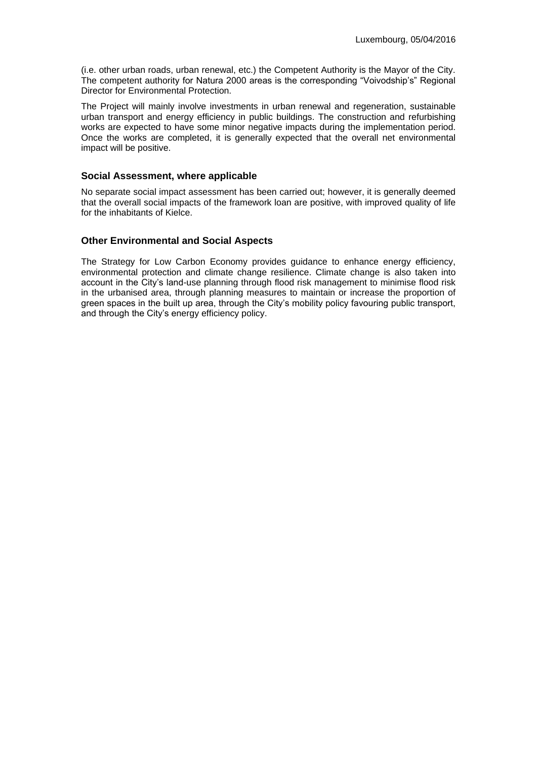(i.e. other urban roads, urban renewal, etc.) the Competent Authority is the Mayor of the City. The competent authority for Natura 2000 areas is the corresponding "Voivodship's" Regional Director for Environmental Protection.

The Project will mainly involve investments in urban renewal and regeneration, sustainable urban transport and energy efficiency in public buildings. The construction and refurbishing works are expected to have some minor negative impacts during the implementation period. Once the works are completed, it is generally expected that the overall net environmental impact will be positive.

### Social Assessment, where applicable

No separate social impact assessment has been carried out; however, it is generally deemed that the overall social impacts of the framework loan are positive, with improved quality of life for the inhabitants of Kielce.

### Other Environmental and Social Aspects

The Strategy for Low Carbon Economy provides guidance to enhance energy efficiency, environmental protection and climate change resilience. Climate change is also taken into account in the City's land-use planning through flood risk management to minimise flood risk in the urbanised area, through planning measures to maintain or increase the proportion of green spaces in the built up area, through the City's mobility policy favouring public transport, and through the City's energy efficiency policy.